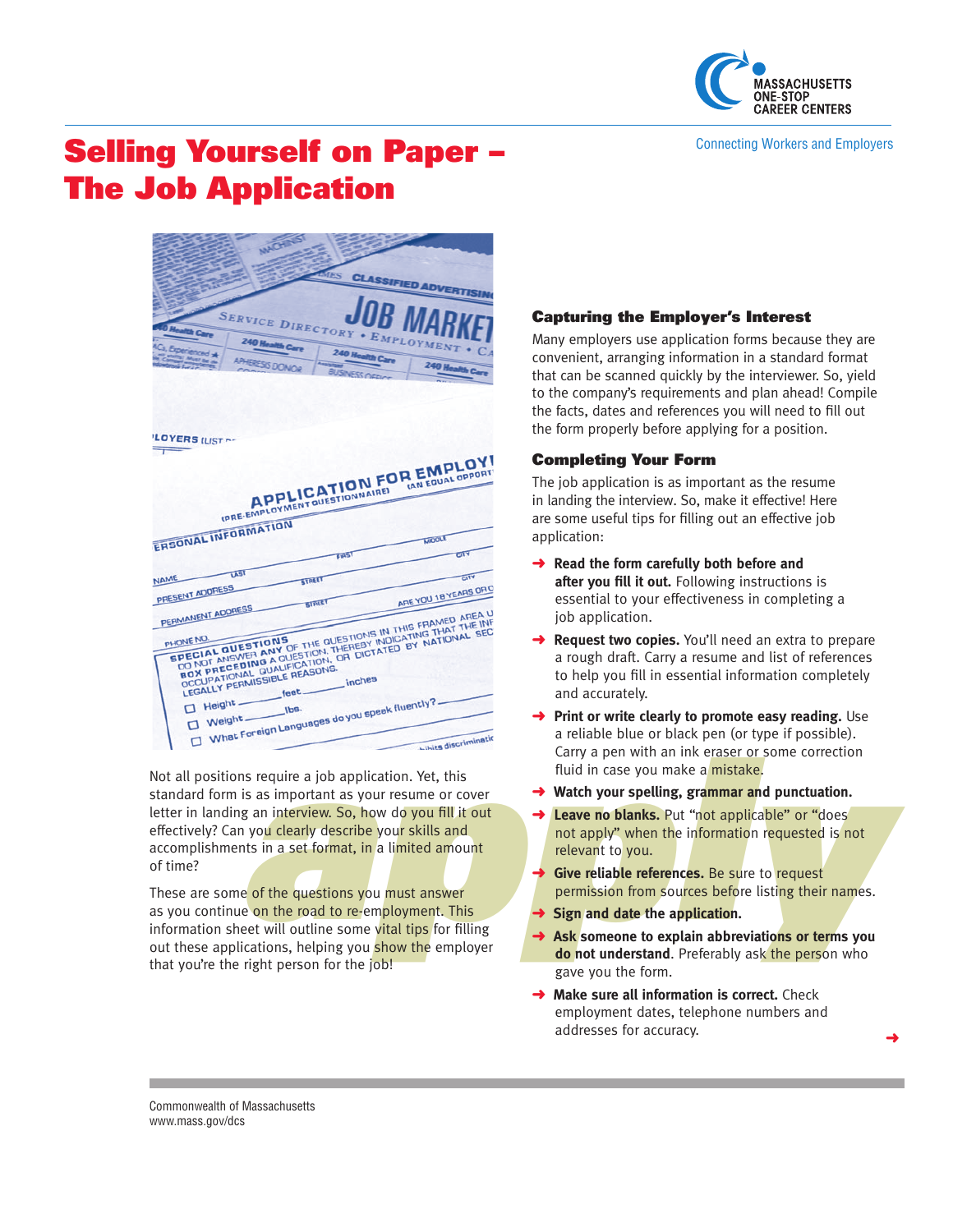# Selling Yourself on Paper – The Job Application

Not all positions require a job application. Yet, this standard form is as important as your resume or cover letter in landing an interview. So, how do you fill it out effectively? Can you clearly describe your skills and accomplishments in a set format, in a limited amount of time?

These are some of the questions you must answer as you continue on the road to re-employment. This information sheet will outline some vital tips for filling out these applications, helping you show the employer that you're the right person for the job!

### Capturing the Employer's Interest

Many employers use application forms because they are convenient, arranging information in a standard format that can be scanned quickly by the interviewer. So, yield to the company's requirements and plan ahead! Compile the facts, dates and references you will need to fill out the form properly before applying for a position.

### Completing Your Form

The job application is as important as the resume in landing the interview. So, make it effective! Here are some useful tips for filling out an effective job application:

- **Read the form carefully both before and after you fill it out.** Following instructions is essential to your effectiveness in completing a job application.
- **Request two copies.** You'll need an extra to prepare a rough draft. Carry a resume and list of references to help you fill in essential information completely and accurately.
- **Print or write clearly to promote easy reading.** Use a reliable blue or black pen (or type if possible). Carry a pen with an ink eraser or some correction fluid in case you make a mistake.
- **Watch your spelling, grammar and punctuation.**
- **Leave no blanks.** Put "not applicable" or "does not apply" when the information requested is not relevant to you.
- **Give reliable references.** Be sure to request permission from sources before listing their names.
- **Sign and date the application.**
- **Ask someone to explain abbreviations or terms you do not understand**. Preferably ask the person who gave you the form.
- **Make sure all information is correct.** Check employment dates, telephone numbers and addresses for accuracy.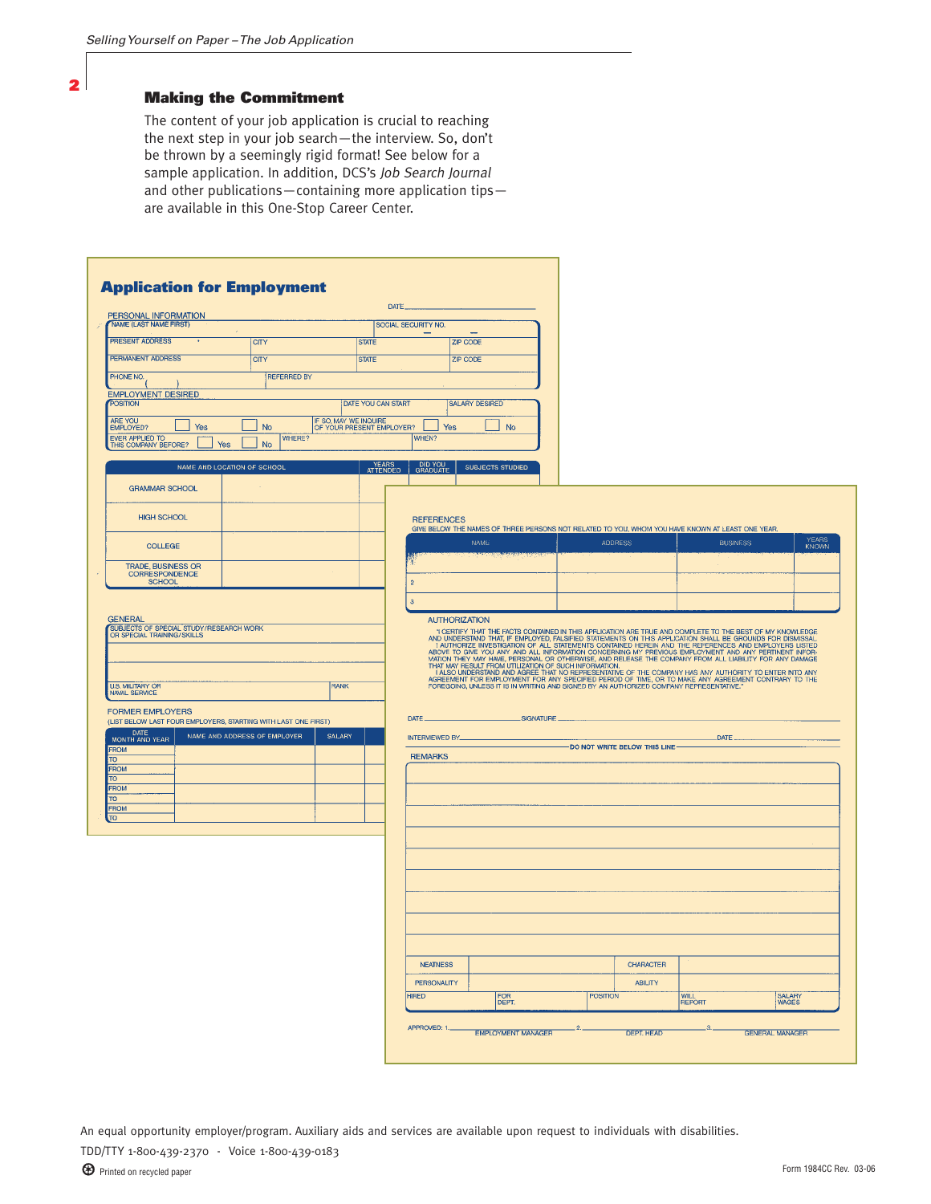## Making the Commitment

The content of your job application is crucial to reaching the next step in your job search—the interview. So, don't be thrown by a seemingly rigid format! See below for a sample application. In addition, DCS's *Job Search Journal* and other publications—containing more application tips—are available in this One-Stop Career Center.

## Application for Employment

DATE

PERSONAL INFORMATION

| | | | |
|---|---|---|---|
| NAME (LAST NAME FIRST) | | SOCIAL SECURITY NO. | |
| PRESENT ADDRESS | CITY | STATE | ZIP CODE |
| PERMANENT ADDRESS | CITY | STATE | ZIP CODE |
| PHONE NO. ( ) | REFERRED BY | | |

EMPLOYMENT DESIRED

| | | |
|---|---|---|
| POSITION | DATE YOU CAN START | SALARY DESIRED |
| ARE YOU EMPLOYED? Yes No | IF SO, MAY WE INQUIRE OF YOUR PRESENT EMPLOYER? Yes No | |
| EVER APPLIED TO THIS COMPANY BEFORE? Yes No | WHERE? | WHEN? |

| | NAME AND LOCATION OF SCHOOL | YEARS ATTENDED | DID YOU GRADUATE | SUBJECTS STUDIED |
|---|---|---|---|---|
| GRAMMAR SCHOOL | | | | |
| HIGH SCHOOL | | | | |
| COLLEGE | | | | |
| TRADE, BUSINESS OR CORRESPONDENCE SCHOOL | | | | |

GENERAL

| | |
|---|---|
| SUBJECTS OF SPECIAL STUDY/RESEARCH WORK OR SPECIAL TRAINING/SKILLS | |
| U.S. MILITARY OR NAVAL SERVICE | RANK |

FORMER EMPLOYERS
(LIST BELOW LAST FOUR EMPLOYERS, STARTING WITH LAST ONE FIRST)

| DATE MONTH AND YEAR | NAME AND ADDRESS OF EMPLOYER | SALARY |
|---|---|---|
| FROM / TO | | |
| FROM / TO | | |
| FROM / TO | | |
| FROM / TO | | |

REFERENCES
GIVE BELOW THE NAMES OF THREE PERSONS NOT RELATED TO YOU, WHOM YOU HAVE KNOWN AT LEAST ONE YEAR.

| | NAME | ADDRESS | BUSINESS | YEARS KNOWN |
|---|---|---|---|---|
| 1 | | | | |
| 2 | | | | |
| 3 | | | | |

AUTHORIZATION

"I CERTIFY THAT THE FACTS CONTAINED IN THIS APPLICATION ARE TRUE AND COMPLETE TO THE BEST OF MY KNOWLEDGE AND UNDERSTAND THAT, IF EMPLOYED, FALSIFIED STATEMENTS ON THIS APPLICATION SHALL BE GROUNDS FOR DISMISSAL.
I AUTHORIZE INVESTIGATION OF ALL STATEMENTS CONTAINED HEREIN AND THE REFERENCES AND EMPLOYERS LISTED ABOVE TO GIVE YOU ANY AND ALL INFORMATION CONCERNING MY PREVIOUS EMPLOYMENT AND ANY PERTINENT INFORMATION THEY MAY HAVE, PERSONAL OR OTHERWISE, AND RELEASE THE COMPANY FROM ALL LIABILITY FOR ANY DAMAGE THAT MAY RESULT FROM UTILIZATION OF SUCH INFORMATION.
I ALSO UNDERSTAND AND AGREE THAT NO REPRESENTATIVE OF THE COMPANY HAS ANY AUTHORITY TO ENTER INTO ANY AGREEMENT FOR EMPLOYMENT FOR ANY SPECIFIED PERIOD OF TIME, OR TO MAKE ANY AGREEMENT CONTRARY TO THE FOREGOING, UNLESS IT IS IN WRITING AND SIGNED BY AN AUTHORIZED COMPANY REPRESENTATIVE."

DATE ____________ SIGNATURE ____________

INTERVIEWED BY ____________ DATE ____________

DO NOT WRITE BELOW THIS LINE

REMARKS

| | | | | |
|---|---|---|---|---|
| NEATNESS | | CHARACTER | | |
| PERSONALITY | | ABILITY | | |
| HIRED | FOR DEPT. | POSITION | WILL REPORT | SALARY WAGES |

APPROVED: 1. ____________ 2. ____________ 3. ____________
EMPLOYMENT MANAGER — DEPT. HEAD — GENERAL MANAGER

An equal opportunity employer/program. Auxiliary aids and services are available upon request to individuals with disabilities.

TDD/TTY 1-800-439-2370 - Voice 1-800-439-0183

Printed on recycled paper

Form 1984CC Rev. 03-06